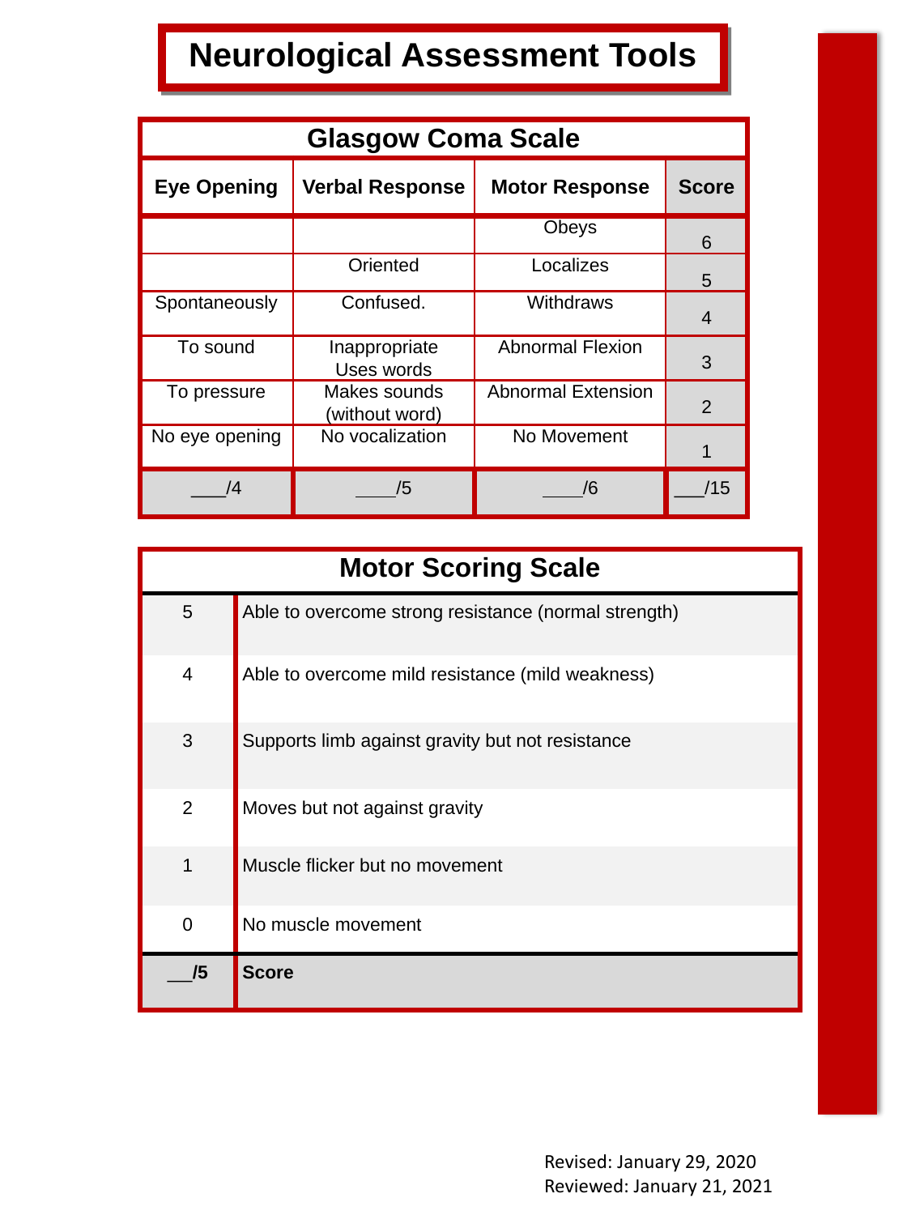# Neurological Assessment Tools

## Glasgow Coma Scale

| Eye Opening | Verbal Response | Motor Response | Score |
|---|---|---|---|
| | | Obeys | 6 |
| | Oriented | Localizes | 5 |
| Spontaneously | Confused. | Withdraws | 4 |
| To sound | Inappropriate Uses words | Abnormal Flexion | 3 |
| To pressure | Makes sounds (without word) | Abnormal Extension | 2 |
| No eye opening | No vocalization | No Movement | 1 |
| ___/4 | ____/5 | ____/6 | ___/15 |

## Motor Scoring Scale

| Score | Description |
|---|---|
| 5 | Able to overcome strong resistance (normal strength) |
| 4 | Able to overcome mild resistance (mild weakness) |
| 3 | Supports limb against gravity but not resistance |
| 2 | Moves but not against gravity |
| 1 | Muscle flicker but no movement |
| 0 | No muscle movement |
| **__/5** | **Score** |

Revised: January 29, 2020
Reviewed: January 21, 2021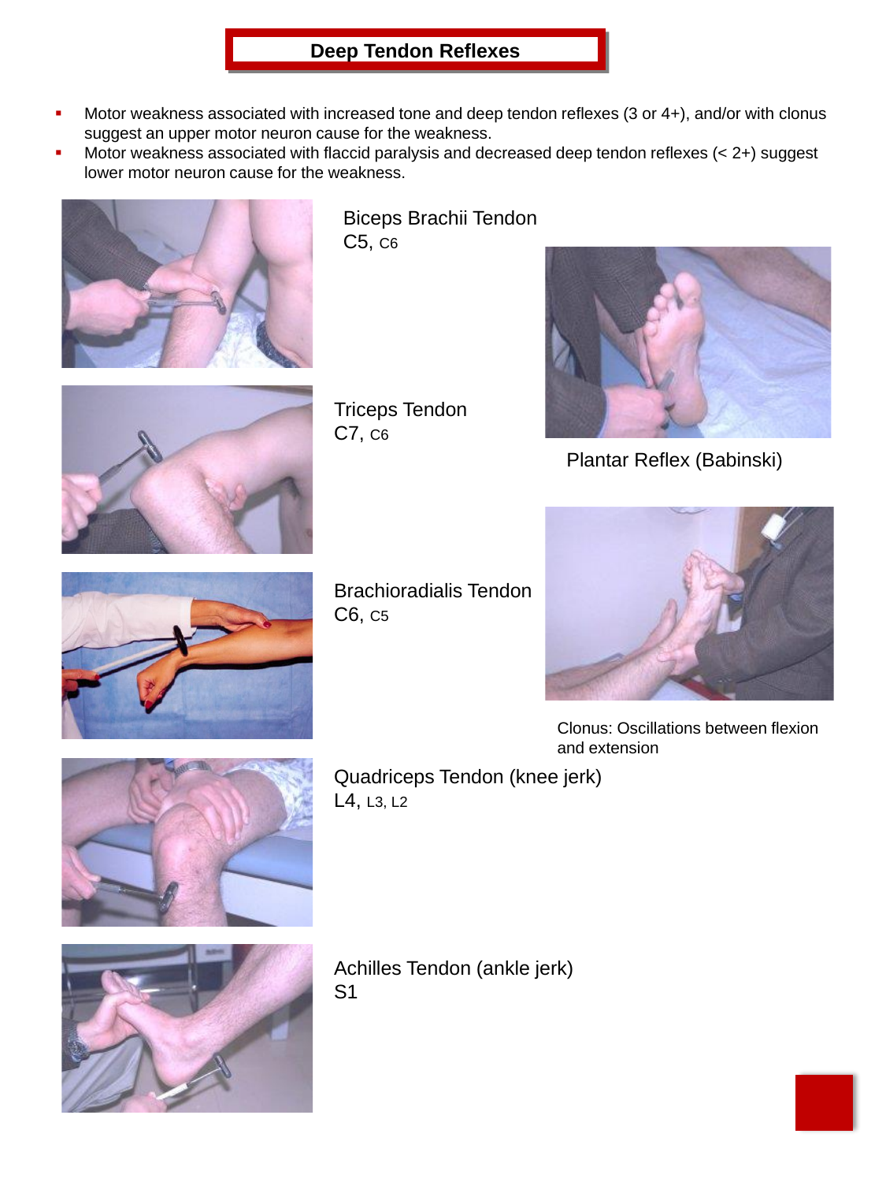# Deep Tendon Reflexes

- Motor weakness associated with increased tone and deep tendon reflexes (3 or 4+), and/or with clonus suggest an upper motor neuron cause for the weakness.
- Motor weakness associated with flaccid paralysis and decreased deep tendon reflexes (< 2+) suggest lower motor neuron cause for the weakness.

Biceps Brachii Tendon
C5, C6

Triceps Tendon
C7, C6

Brachioradialis Tendon
C6, C5

Quadriceps Tendon (knee jerk)
L4, L3, L2

Achilles Tendon (ankle jerk)
S1

Plantar Reflex (Babinski)

Clonus: Oscillations between flexion and extension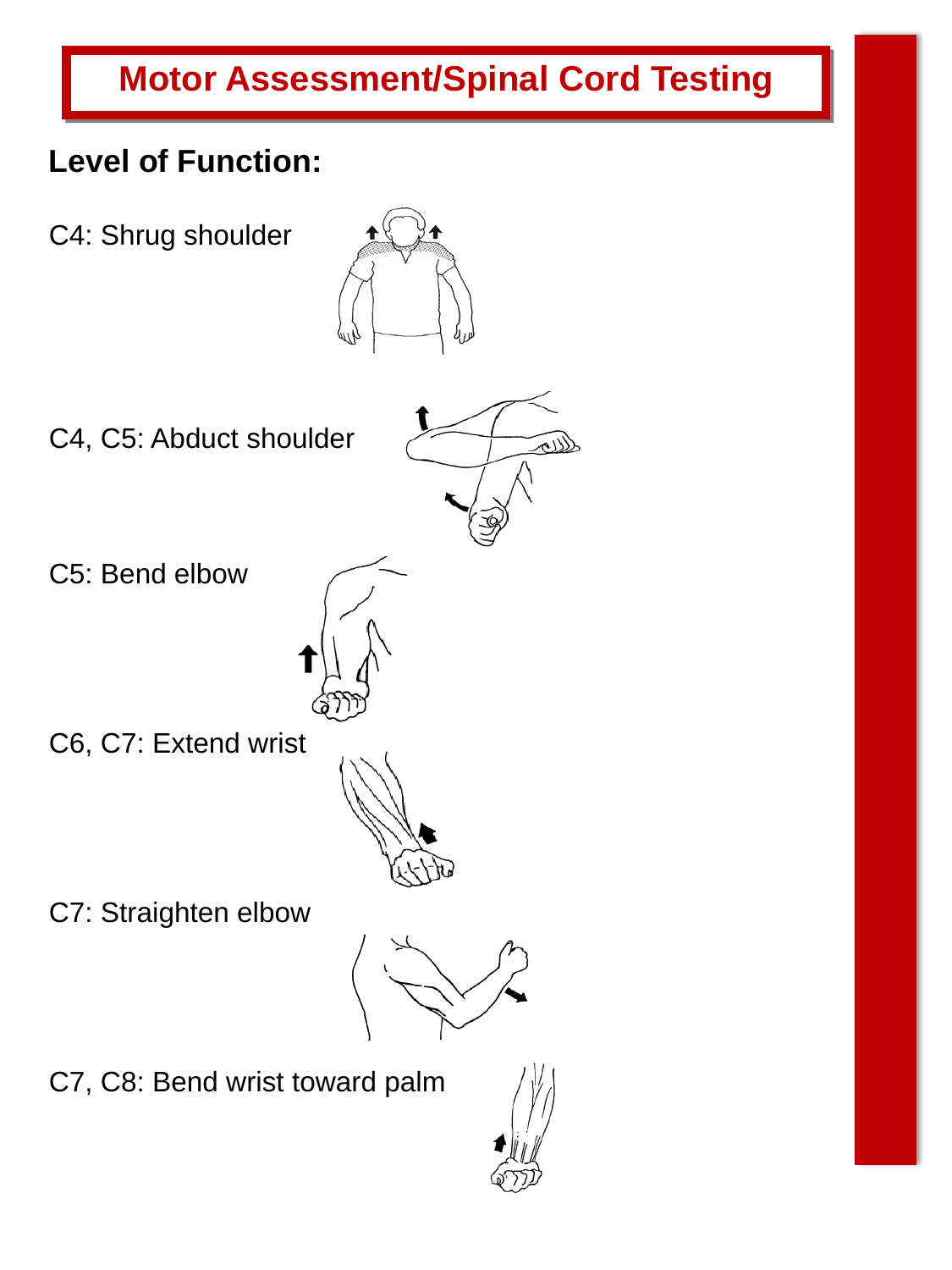# Motor Assessment/Spinal Cord Testing

## Level of Function:

C4: Shrug shoulder

C4, C5: Abduct shoulder

C5: Bend elbow

C6, C7: Extend wrist

C7: Straighten elbow

C7, C8: Bend wrist toward palm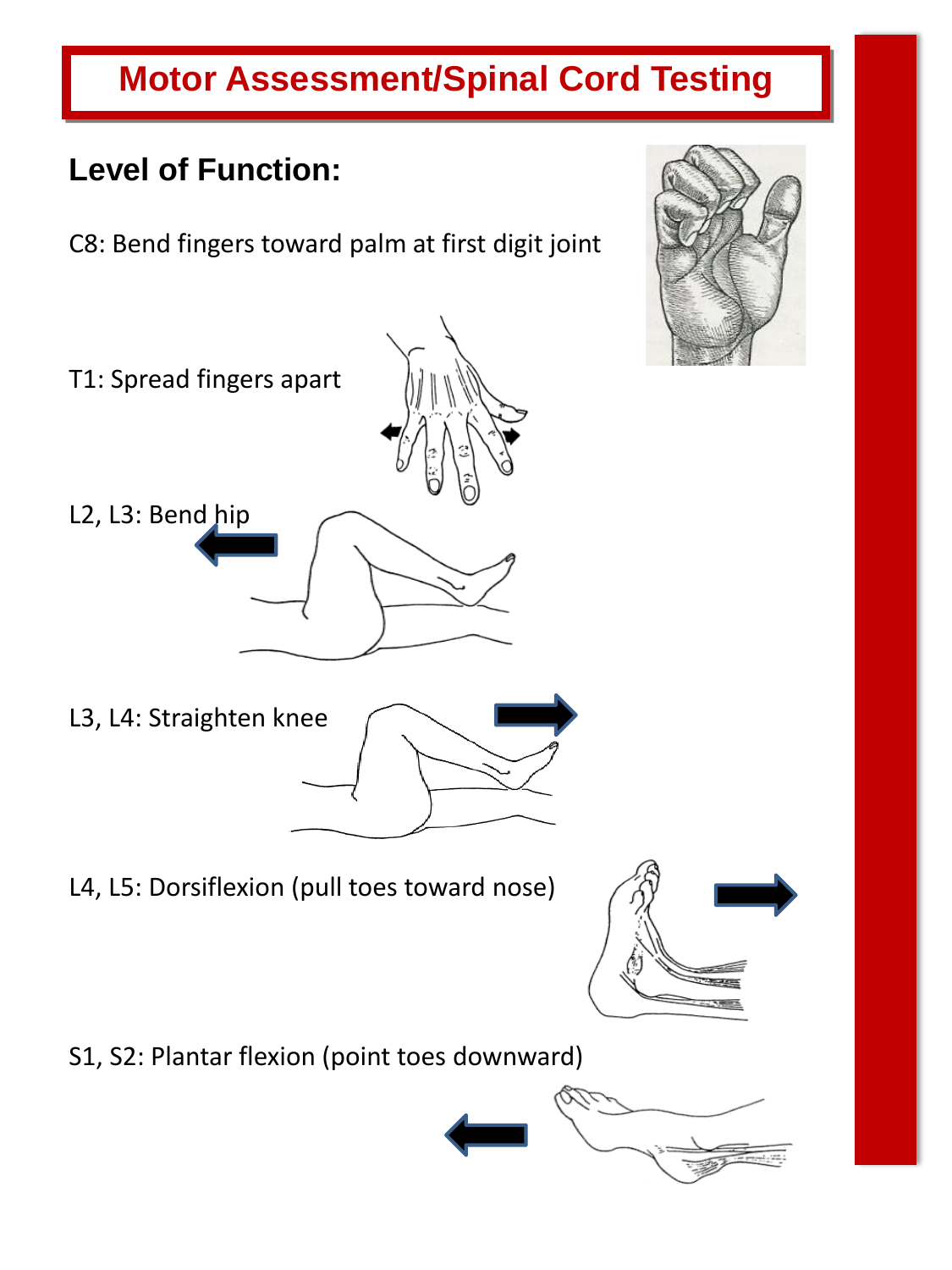# Motor Assessment/Spinal Cord Testing

## Level of Function:

C8: Bend fingers toward palm at first digit joint

T1: Spread fingers apart

L2, L3: Bend hip

L3, L4: Straighten knee

L4, L5: Dorsiflexion (pull toes toward nose)

S1, S2: Plantar flexion (point toes downward)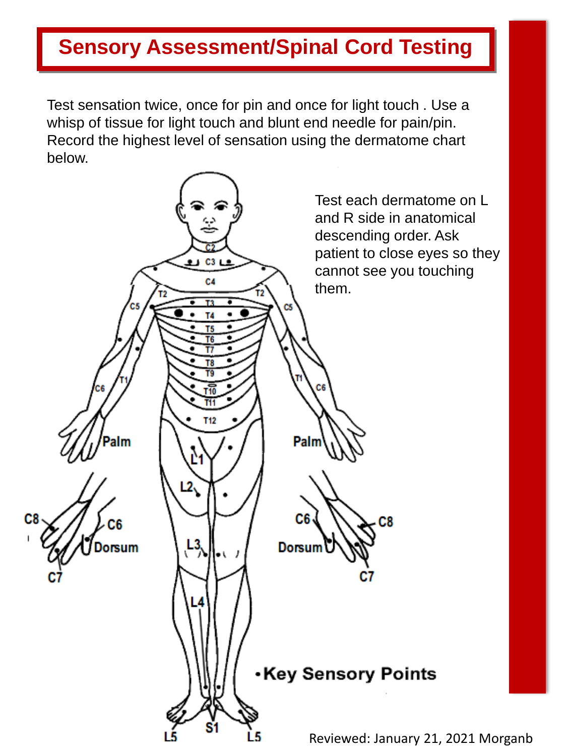# Sensory Assessment/Spinal Cord Testing

Test sensation twice, once for pin and once for light touch . Use a whisp of tissue for light touch and blunt end needle for pain/pin. Record the highest level of sensation using the dermatome chart below.

Test each dermatome on L and R side in anatomical descending order. Ask patient to close eyes so they cannot see you touching them.

C2
C3
C4
T2
T2
C5
C5
T3
T4
T5
T6
T7
T8
T9
T10
T11
T12
T1
T1
C6
C6
Palm
Palm
L1
L2
C8
C6
Dorsum
C6
Dorsum
C8
C7
C7
L3
L4
L5
S1
L5

•Key Sensory Points

Reviewed: January 21, 2021 Morganb